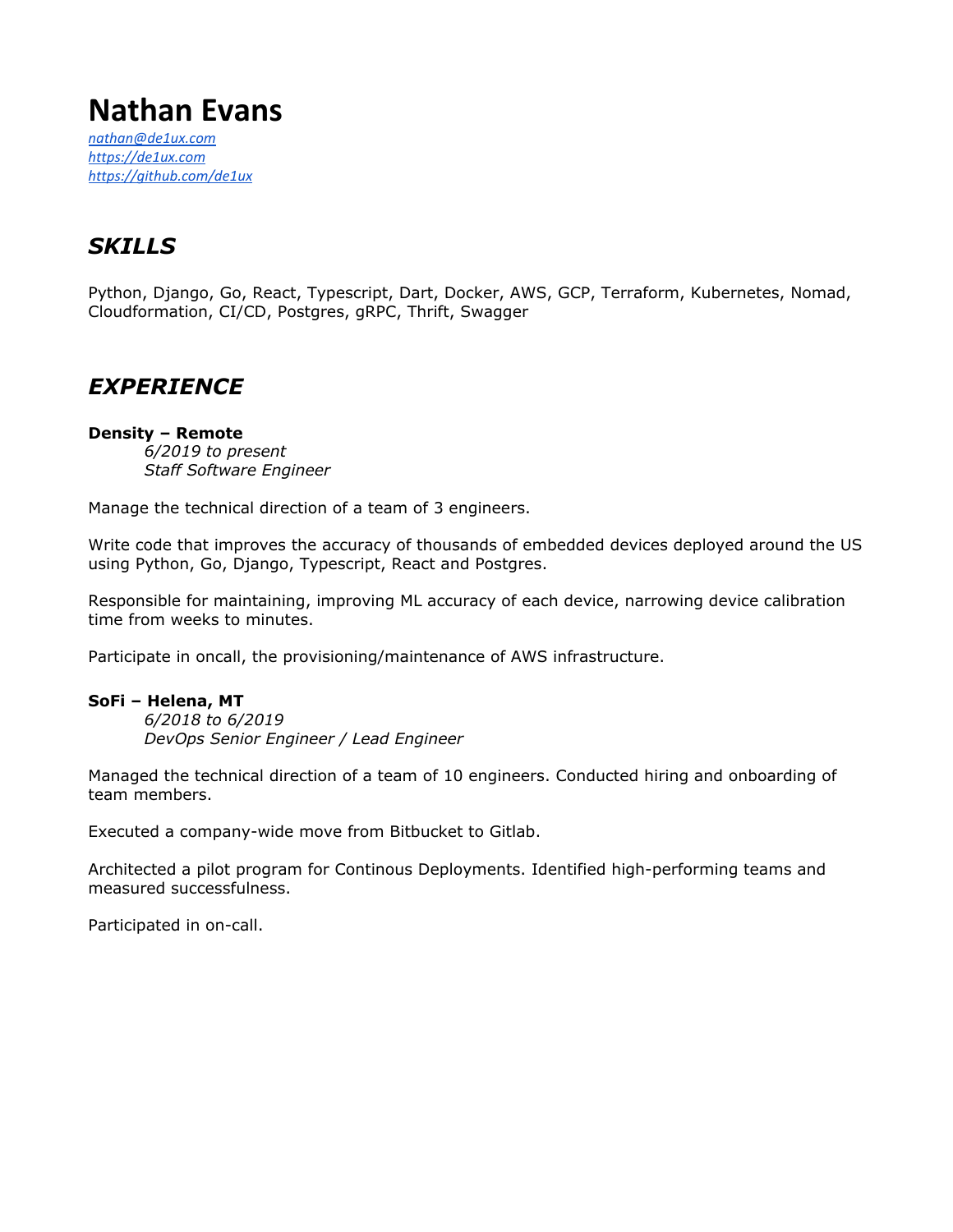# Nathan Evans

*nathan@de1ux.com*
*https://de1ux.com*
*https://github.com/de1ux*

## *SKILLS*

Python, Django, Go, React, Typescript, Dart, Docker, AWS, GCP, Terraform, Kubernetes, Nomad, Cloudformation, CI/CD, Postgres, gRPC, Thrift, Swagger

## *EXPERIENCE*

**Density – Remote**
*6/2019 to present*
*Staff Software Engineer*

Manage the technical direction of a team of 3 engineers.

Write code that improves the accuracy of thousands of embedded devices deployed around the US using Python, Go, Django, Typescript, React and Postgres.

Responsible for maintaining, improving ML accuracy of each device, narrowing device calibration time from weeks to minutes.

Participate in oncall, the provisioning/maintenance of AWS infrastructure.

**SoFi – Helena, MT**
*6/2018 to 6/2019*
*DevOps Senior Engineer / Lead Engineer*

Managed the technical direction of a team of 10 engineers. Conducted hiring and onboarding of team members.

Executed a company-wide move from Bitbucket to Gitlab.

Architected a pilot program for Continous Deployments. Identified high-performing teams and measured successfulness.

Participated in on-call.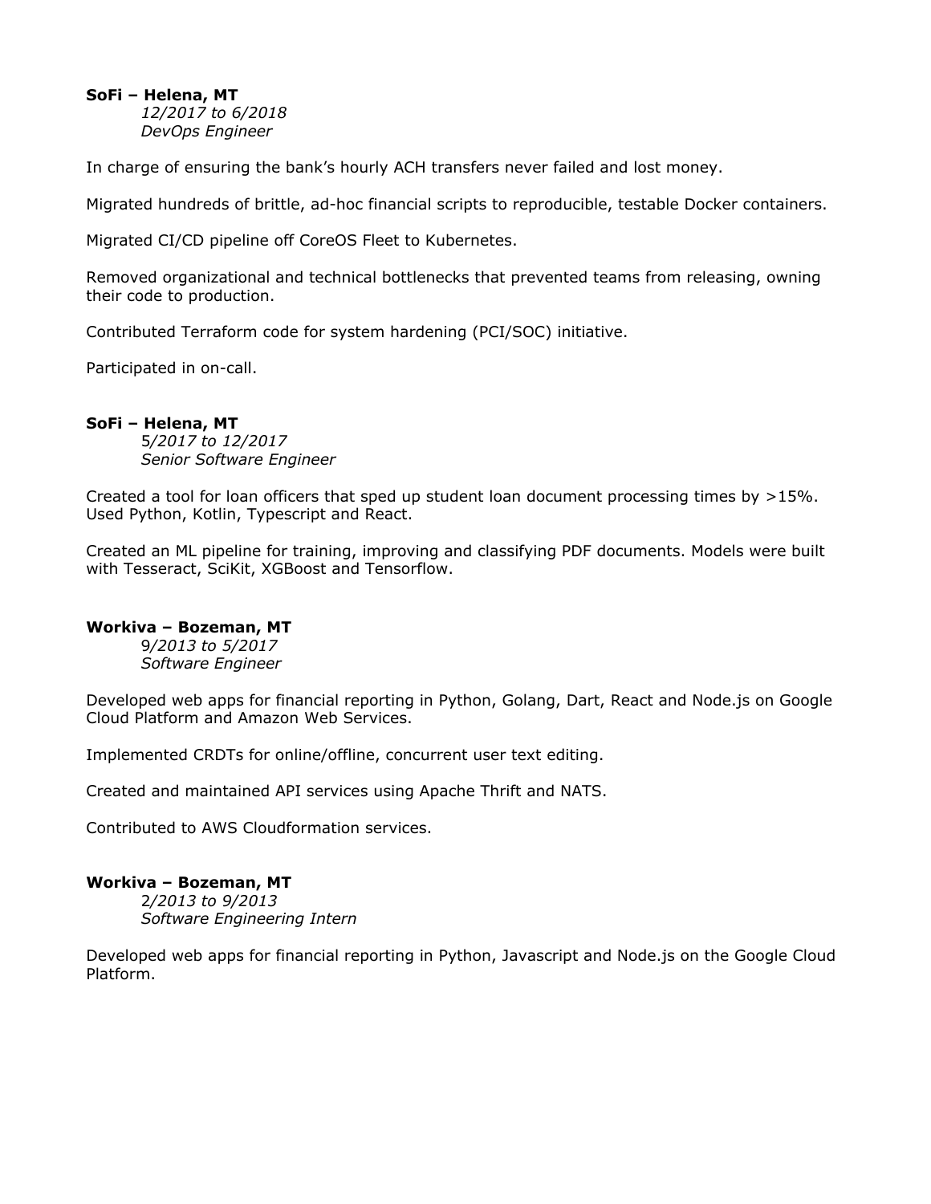**SoFi – Helena, MT**

*12/2017 to 6/2018*
*DevOps Engineer*

In charge of ensuring the bank's hourly ACH transfers never failed and lost money.

Migrated hundreds of brittle, ad-hoc financial scripts to reproducible, testable Docker containers.

Migrated CI/CD pipeline off CoreOS Fleet to Kubernetes.

Removed organizational and technical bottlenecks that prevented teams from releasing, owning their code to production.

Contributed Terraform code for system hardening (PCI/SOC) initiative.

Participated in on-call.

**SoFi – Helena, MT**

*5/2017 to 12/2017*
*Senior Software Engineer*

Created a tool for loan officers that sped up student loan document processing times by >15%. Used Python, Kotlin, Typescript and React.

Created an ML pipeline for training, improving and classifying PDF documents. Models were built with Tesseract, SciKit, XGBoost and Tensorflow.

**Workiva – Bozeman, MT**

*9/2013 to 5/2017*
*Software Engineer*

Developed web apps for financial reporting in Python, Golang, Dart, React and Node.js on Google Cloud Platform and Amazon Web Services.

Implemented CRDTs for online/offline, concurrent user text editing.

Created and maintained API services using Apache Thrift and NATS.

Contributed to AWS Cloudformation services.

**Workiva – Bozeman, MT**

*2/2013 to 9/2013*
*Software Engineering Intern*

Developed web apps for financial reporting in Python, Javascript and Node.js on the Google Cloud Platform.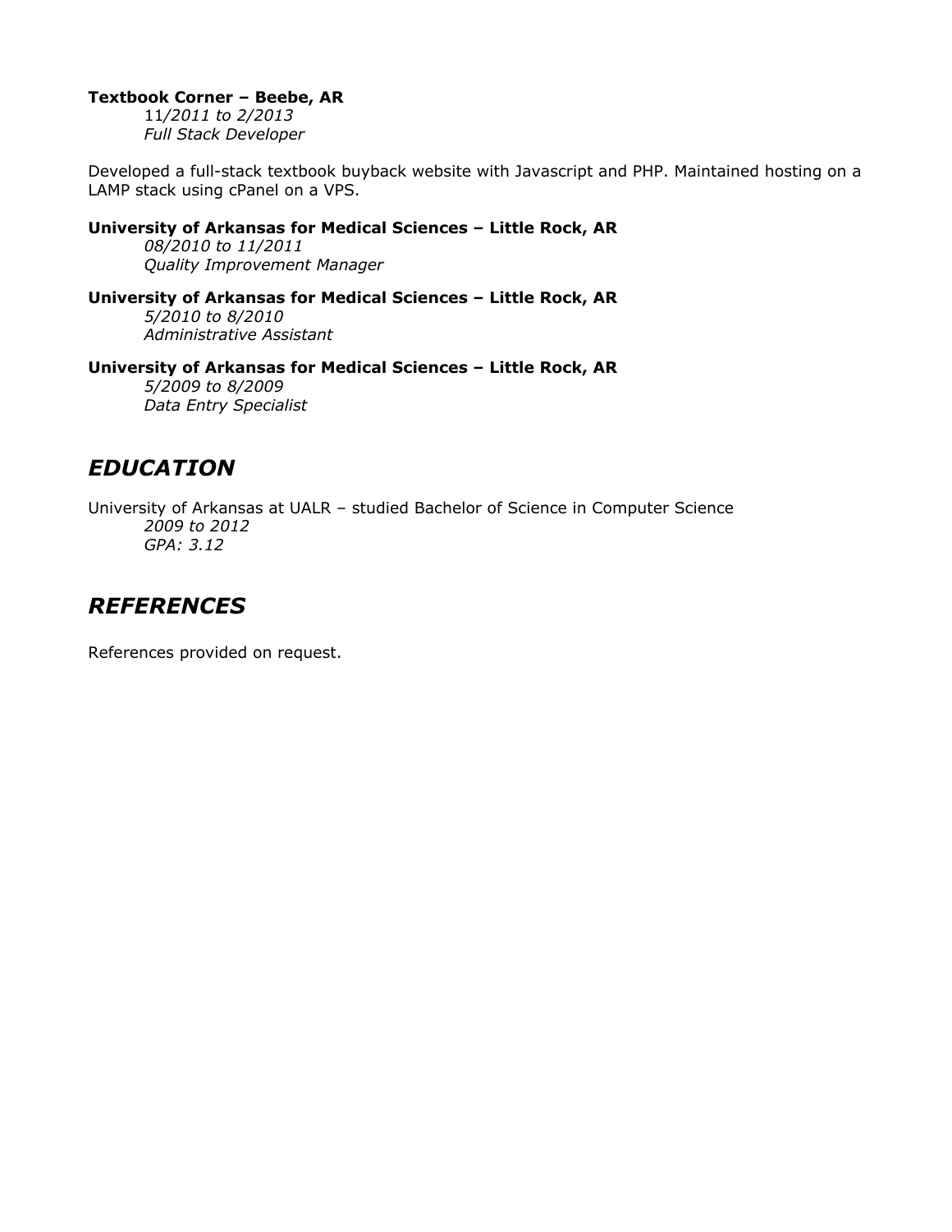**Textbook Corner – Beebe, AR**

11*/2011 to 2/2013*
*Full Stack Developer*

Developed a full-stack textbook buyback website with Javascript and PHP. Maintained hosting on a LAMP stack using cPanel on a VPS.

**University of Arkansas for Medical Sciences – Little Rock, AR**

*08/2010 to 11/2011*
*Quality Improvement Manager*

**University of Arkansas for Medical Sciences – Little Rock, AR**

*5/2010 to 8/2010*
*Administrative Assistant*

**University of Arkansas for Medical Sciences – Little Rock, AR**

*5/2009 to 8/2009*
*Data Entry Specialist*

## *EDUCATION*

University of Arkansas at UALR – studied Bachelor of Science in Computer Science

*2009 to 2012*
*GPA: 3.12*

## *REFERENCES*

References provided on request.